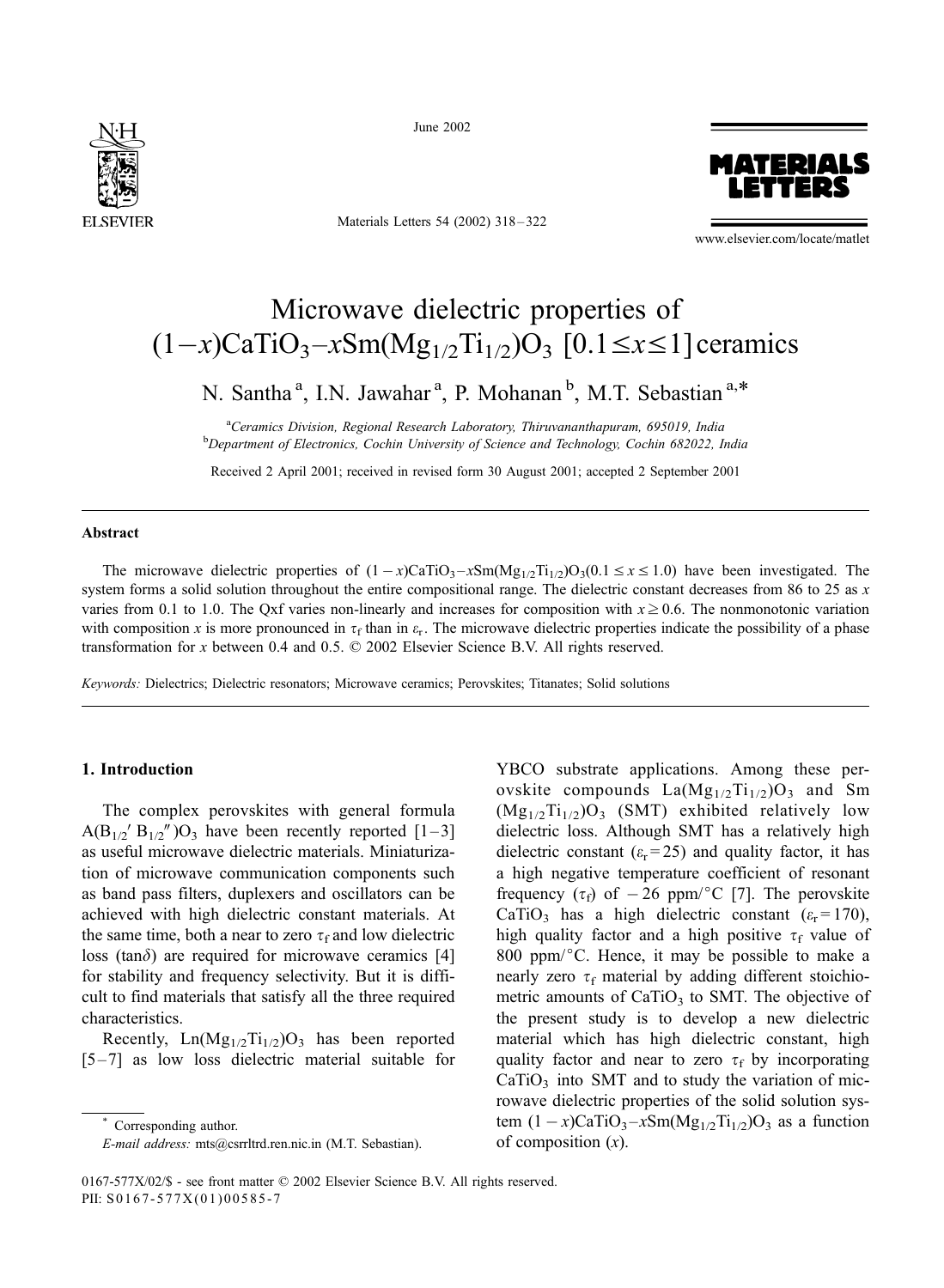# Microwave dielectric properties of $(1-x)CaTiO_3$–$xSm(Mg_{1/2}Ti_{1/2})O_3$ $[0.1 \leq x \leq 1]$ ceramics

N. Santha [a], I.N. Jawahar [a], P. Mohanan [b], M.T. Sebastian [a,*]

[a] Ceramics Division, Regional Research Laboratory, Thiruvananthapuram, 695019, India
[b] Department of Electronics, Cochin University of Science and Technology, Cochin 682022, India

Received 2 April 2001; received in revised form 30 August 2001; accepted 2 September 2001

## Abstract

The microwave dielectric properties of $(1-x)CaTiO_3$–$xSm(Mg_{1/2}Ti_{1/2})O_3(0.1 \leq x \leq 1.0)$ have been investigated. The system forms a solid solution throughout the entire compositional range. The dielectric constant decreases from 86 to 25 as $x$ varies from 0.1 to 1.0. The Qxf varies non-linearly and increases for composition with $x \geq 0.6$. The nonmonotonic variation with composition $x$ is more pronounced in $\tau_f$ than in $\varepsilon_r$. The microwave dielectric properties indicate the possibility of a phase transformation for $x$ between 0.4 and 0.5. © 2002 Elsevier Science B.V. All rights reserved.

*Keywords:* Dielectrics; Dielectric resonators; Microwave ceramics; Perovskites; Titanates; Solid solutions

## 1. Introduction

The complex perovskites with general formula $A(B'_{1/2}B''_{1/2})O_3$ have been recently reported [1–3] as useful microwave dielectric materials. Miniaturization of microwave communication components such as band pass filters, duplexers and oscillators can be achieved with high dielectric constant materials. At the same time, both a near to zero $\tau_f$ and low dielectric loss ($\tan\delta$) are required for microwave ceramics [4] for stability and frequency selectivity. But it is difficult to find materials that satisfy all the three required characteristics.

Recently, $Ln(Mg_{1/2}Ti_{1/2})O_3$ has been reported [5–7] as low loss dielectric material suitable for YBCO substrate applications. Among these perovskite compounds $La(Mg_{1/2}Ti_{1/2})O_3$ and $Sm(Mg_{1/2}Ti_{1/2})O_3$ (SMT) exhibited relatively low dielectric loss. Although SMT has a relatively high dielectric constant ($\varepsilon_r = 25$) and quality factor, it has a high negative temperature coefficient of resonant frequency ($\tau_f$) of $-26$ ppm/°C [7]. The perovskite $CaTiO_3$ has a high dielectric constant ($\varepsilon_r = 170$), high quality factor and a high positive $\tau_f$ value of 800 ppm/°C. Hence, it may be possible to make a nearly zero $\tau_f$ material by adding different stoichiometric amounts of $CaTiO_3$ to SMT. The objective of the present study is to develop a new dielectric material which has high dielectric constant, high quality factor and near to zero $\tau_f$ by incorporating $CaTiO_3$ into SMT and to study the variation of microwave dielectric properties of the solid solution system $(1-x)CaTiO_3$–$xSm(Mg_{1/2}Ti_{1/2})O_3$ as a function of composition ($x$).

\* Corresponding author.
*E-mail address:* mts@csrrltrd.ren.nic.in (M.T. Sebastian).

0167-577X/02/$ - see front matter © 2002 Elsevier Science B.V. All rights reserved.
PII: S0167-577X(01)00585-7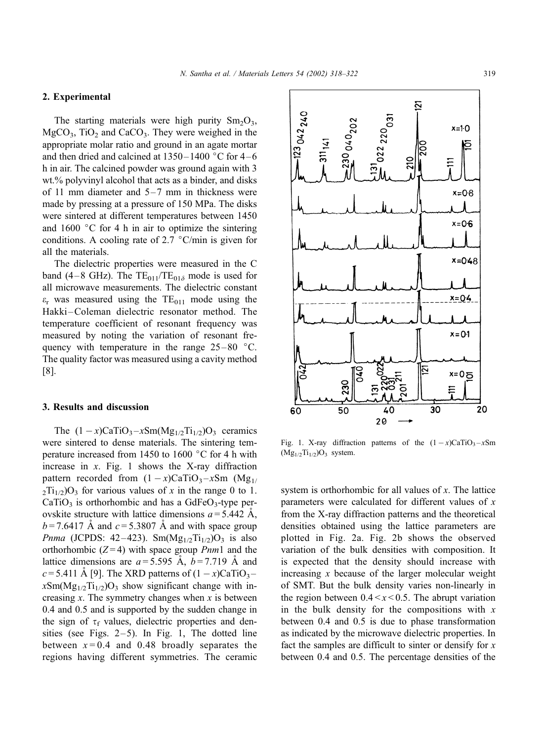## 2. Experimental

The starting materials were high purity $Sm_2O_3$, $MgCO_3$, $TiO_2$ and $CaCO_3$. They were weighed in the appropriate molar ratio and ground in an agate mortar and then dried and calcined at 1350–1400 °C for 4–6 h in air. The calcined powder was ground again with 3 wt.% polyvinyl alcohol that acts as a binder, and disks of 11 mm diameter and 5–7 mm in thickness were made by pressing at a pressure of 150 MPa. The disks were sintered at different temperatures between 1450 and 1600 °C for 4 h in air to optimize the sintering conditions. A cooling rate of 2.7 °C/min is given for all the materials.

The dielectric properties were measured in the C band (4–8 GHz). The $TE_{011}/TE_{01\delta}$ mode is used for all microwave measurements. The dielectric constant $\varepsilon_r$ was measured using the $TE_{011}$ mode using the Hakki–Coleman dielectric resonator method. The temperature coefficient of resonant frequency was measured by noting the variation of resonant frequency with temperature in the range 25–80 °C. The quality factor was measured using a cavity method [8].

## 3. Results and discussion

The $(1-x)CaTiO_3$–$xSm(Mg_{1/2}Ti_{1/2})O_3$ ceramics were sintered to dense materials. The sintering temperature increased from 1450 to 1600 °C for 4 h with increase in $x$. Fig. 1 shows the X-ray diffraction pattern recorded from $(1-x)CaTiO_3$–$xSm(Mg_{1/2}Ti_{1/2})O_3$ for various values of $x$ in the range 0 to 1. $CaTiO_3$ is orthorhombic and has a $GdFeO_3$-type perovskite structure with lattice dimensions $a=5.442$ Å, $b=7.6417$ Å and $c=5.3807$ Å and with space group *Pnma* (JCPDS: 42–423). $Sm(Mg_{1/2}Ti_{1/2})O_3$ is also orthorhombic ($Z=4$) with space group *Pnm*1 and the lattice dimensions are $a=5.595$ Å, $b=7.719$ Å and $c=5.411$ Å [9]. The XRD patterns of $(1-x)CaTiO_3$–$xSm(Mg_{1/2}Ti_{1/2})O_3$ show significant change with increasing $x$. The symmetry changes when $x$ is between 0.4 and 0.5 and is supported by the sudden change in the sign of $\tau_f$ values, dielectric properties and densities (see Figs. 2–5). In Fig. 1, The dotted line between $x=0.4$ and 0.48 broadly separates the regions having different symmetries. The ceramic system is orthorhombic for all values of $x$. The lattice parameters were calculated for different values of $x$ from the X-ray diffraction patterns and the theoretical densities obtained using the lattice parameters are plotted in Fig. 2a. Fig. 2b shows the observed variation of the bulk densities with composition. It is expected that the density should increase with increasing $x$ because of the larger molecular weight of SMT. But the bulk density varies non-linearly in the region between $0.4<x<0.5$. The abrupt variation in the bulk density for the compositions with $x$ between 0.4 and 0.5 is due to phase transformation as indicated by the microwave dielectric properties. In fact the samples are difficult to sinter or densify for $x$ between 0.4 and 0.5. The percentage densities of the

Fig. 1. X-ray diffraction patterns of the $(1-x)CaTiO_3$–$xSm(Mg_{1/2}Ti_{1/2})O_3$ system.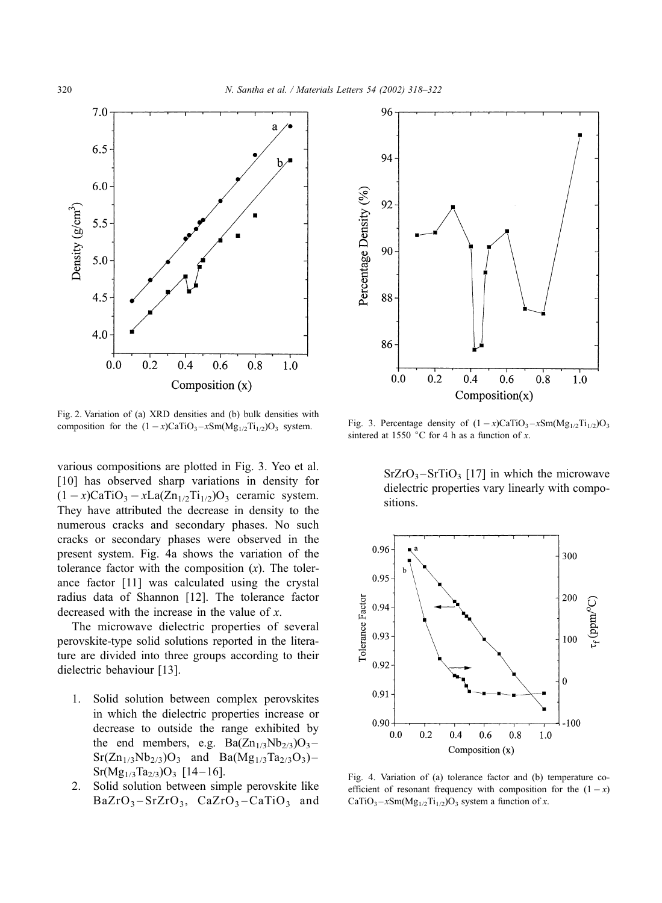Fig. 2. Variation of (a) XRD densities and (b) bulk densities with composition for the $(1-x)CaTiO_3$–$xSm(Mg_{1/2}Ti_{1/2})O_3$ system.

Fig. 3. Percentage density of $(1-x)CaTiO_3$–$xSm(Mg_{1/2}Ti_{1/2})O_3$ sintered at 1550 °C for 4 h as a function of $x$.

various compositions are plotted in Fig. 3. Yeo et al. [10] has observed sharp variations in density for $(1-x)CaTiO_3-xLa(Zn_{1/2}Ti_{1/2})O_3$ ceramic system. They have attributed the decrease in density to the numerous cracks and secondary phases. No such cracks or secondary phases were observed in the present system. Fig. 4a shows the variation of the tolerance factor with the composition ($x$). The tolerance factor [11] was calculated using the crystal radius data of Shannon [12]. The tolerance factor decreased with the increase in the value of $x$.

The microwave dielectric properties of several perovskite-type solid solutions reported in the literature are divided into three groups according to their dielectric behaviour [13].

1. Solid solution between complex perovskites in which the dielectric properties increase or decrease to outside the range exhibited by the end members, e.g. $Ba(Zn_{1/3}Nb_{2/3})O_3$–$Sr(Zn_{1/3}Nb_{2/3})O_3$ and $Ba(Mg_{1/3}Ta_{2/3}O_3)$–$Sr(Mg_{1/3}Ta_{2/3})O_3$ [14–16].
2. Solid solution between simple perovskite like $BaZrO_3$–$SrZrO_3$, $CaZrO_3$–$CaTiO_3$ and $SrZrO_3$–$SrTiO_3$ [17] in which the microwave dielectric properties vary linearly with compositions.

Fig. 4. Variation of (a) tolerance factor and (b) temperature coefficient of resonant frequency with composition for the $(1-x)CaTiO_3$–$xSm(Mg_{1/2}Ti_{1/2})O_3$ system a function of $x$.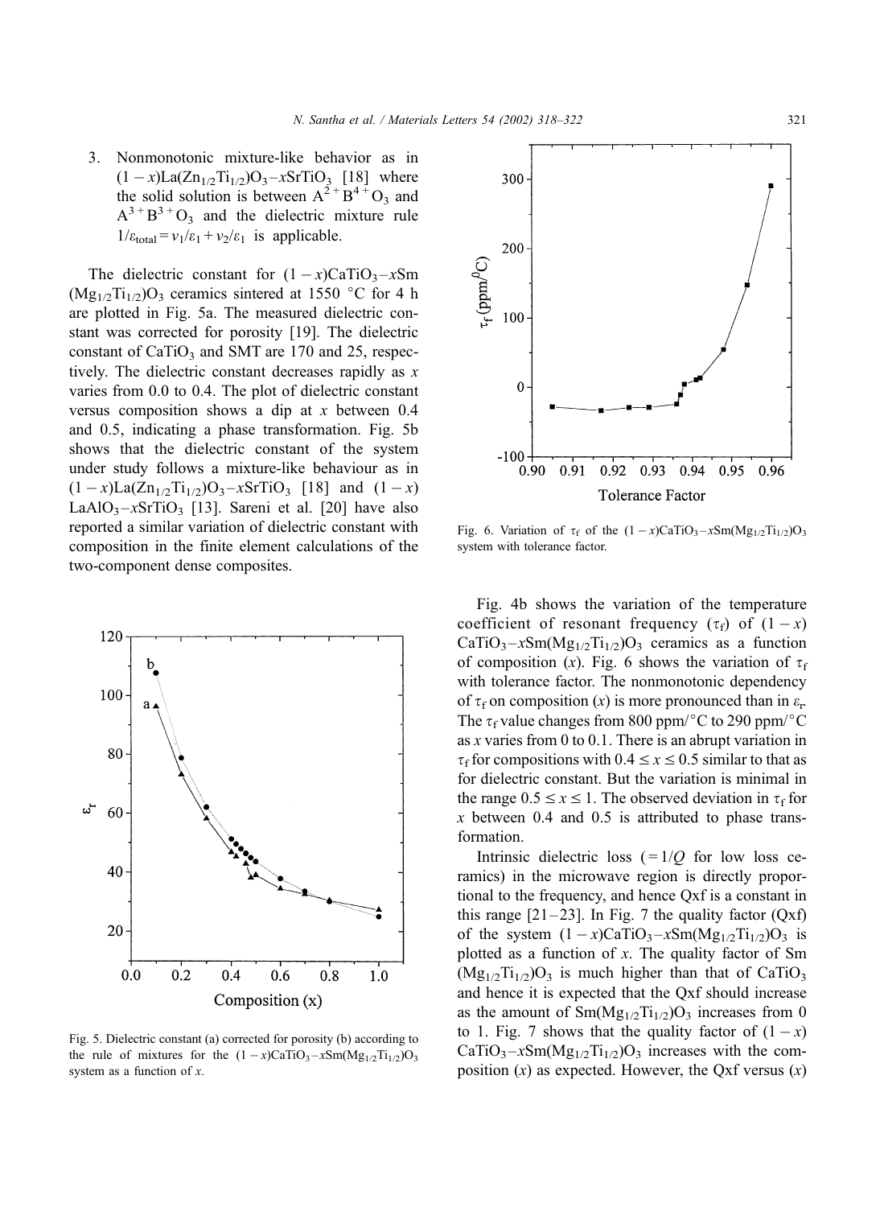3. Nonmonotonic mixture-like behavior as in $(1-x)La(Zn_{1/2}Ti_{1/2})O_3$–$xSrTiO_3$ [18] where the solid solution is between $A^{2+}B^{4+}O_3$ and $A^{3+}B^{3+}O_3$ and the dielectric mixture rule $1/\varepsilon_{total} = v_1/\varepsilon_1 + v_2/\varepsilon_1$ is applicable.

The dielectric constant for $(1-x)CaTiO_3$–$xSm(Mg_{1/2}Ti_{1/2})O_3$ ceramics sintered at 1550 °C for 4 h are plotted in Fig. 5a. The measured dielectric constant was corrected for porosity [19]. The dielectric constant of $CaTiO_3$ and SMT are 170 and 25, respectively. The dielectric constant decreases rapidly as $x$ varies from 0.0 to 0.4. The plot of dielectric constant versus composition shows a dip at $x$ between 0.4 and 0.5, indicating a phase transformation. Fig. 5b shows that the dielectric constant of the system under study follows a mixture-like behaviour as in $(1-x)La(Zn_{1/2}Ti_{1/2})O_3$–$xSrTiO_3$ [18] and $(1-x)LaAlO_3$–$xSrTiO_3$ [13]. Sareni et al. [20] have also reported a similar variation of dielectric constant with composition in the finite element calculations of the two-component dense composites.

Fig. 5. Dielectric constant (a) corrected for porosity (b) according to the rule of mixtures for the $(1-x)CaTiO_3$–$xSm(Mg_{1/2}Ti_{1/2})O_3$ system as a function of $x$.

Fig. 6. Variation of $\tau_f$ of the $(1-x)CaTiO_3$–$xSm(Mg_{1/2}Ti_{1/2})O_3$ system with tolerance factor.

Fig. 4b shows the variation of the temperature coefficient of resonant frequency ($\tau_f$) of $(1-x)CaTiO_3$–$xSm(Mg_{1/2}Ti_{1/2})O_3$ ceramics as a function of composition ($x$). Fig. 6 shows the variation of $\tau_f$ with tolerance factor. The nonmonotonic dependency of $\tau_f$ on composition ($x$) is more pronounced than in $\varepsilon_r$. The $\tau_f$ value changes from 800 ppm/°C to 290 ppm/°C as $x$ varies from 0 to 0.1. There is an abrupt variation in $\tau_f$ for compositions with $0.4 \leq x \leq 0.5$ similar to that as for dielectric constant. But the variation is minimal in the range $0.5 \leq x \leq 1$. The observed deviation in $\tau_f$ for $x$ between 0.4 and 0.5 is attributed to phase transformation.

Intrinsic dielectric loss ($=1/Q$ for low loss ceramics) in the microwave region is directly proportional to the frequency, and hence Qxf is a constant in this range [21–23]. In Fig. 7 the quality factor (Qxf) of the system $(1-x)CaTiO_3$–$xSm(Mg_{1/2}Ti_{1/2})O_3$ is plotted as a function of $x$. The quality factor of $Sm(Mg_{1/2}Ti_{1/2})O_3$ is much higher than that of $CaTiO_3$ and hence it is expected that the Qxf should increase as the amount of $Sm(Mg_{1/2}Ti_{1/2})O_3$ increases from 0 to 1. Fig. 7 shows that the quality factor of $(1-x)CaTiO_3$–$xSm(Mg_{1/2}Ti_{1/2})O_3$ increases with the composition ($x$) as expected. However, the Qxf versus ($x$)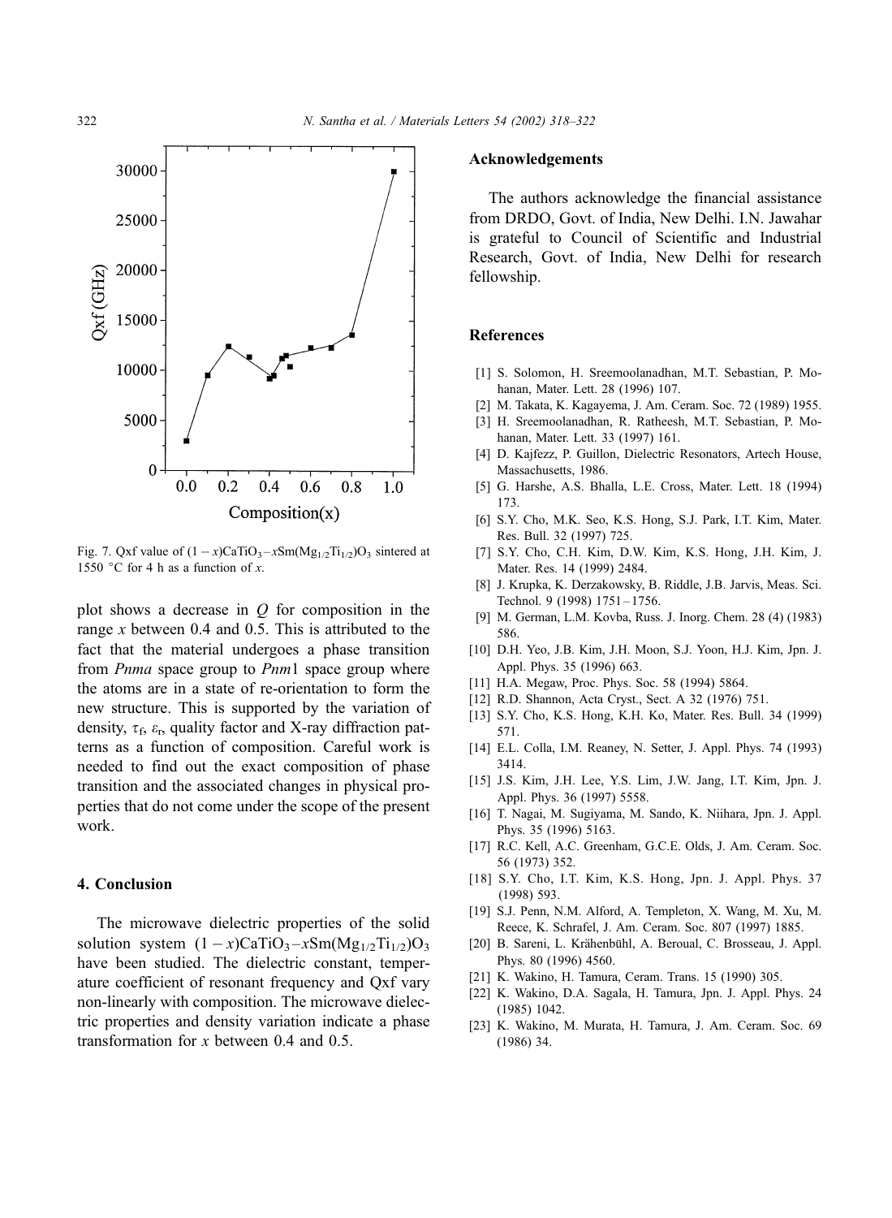30000
25000
20000
15000
10000
5000
0
Qxf (GHz)
0.0 0.2 0.4 0.6 0.8 1.0
Composition(x)

Fig. 7. Qxf value of $(1-x)CaTiO_3$–$xSm(Mg_{1/2}Ti_{1/2})O_3$ sintered at 1550 °C for 4 h as a function of $x$.

plot shows a decrease in $Q$ for composition in the range $x$ between 0.4 and 0.5. This is attributed to the fact that the material undergoes a phase transition from *Pnma* space group to *Pnm*1 space group where the atoms are in a state of re-orientation to form the new structure. This is supported by the variation of density, $\tau_f$, $\varepsilon_r$, quality factor and X-ray diffraction patterns as a function of composition. Careful work is needed to find out the exact composition of phase transition and the associated changes in physical properties that do not come under the scope of the present work.

## 4. Conclusion

The microwave dielectric properties of the solid solution system $(1-x)CaTiO_3$–$xSm(Mg_{1/2}Ti_{1/2})O_3$ have been studied. The dielectric constant, temperature coefficient of resonant frequency and Qxf vary non-linearly with composition. The microwave dielectric properties and density variation indicate a phase transformation for $x$ between 0.4 and 0.5.

## Acknowledgements

The authors acknowledge the financial assistance from DRDO, Govt. of India, New Delhi. I.N. Jawahar is grateful to Council of Scientific and Industrial Research, Govt. of India, New Delhi for research fellowship.

## References

[1] S. Solomon, H. Sreemoolanadhan, M.T. Sebastian, P. Mohanan, Mater. Lett. 28 (1996) 107.

[2] M. Takata, K. Kagayema, J. Am. Ceram. Soc. 72 (1989) 1955.

[3] H. Sreemoolanadhan, R. Ratheesh, M.T. Sebastian, P. Mohanan, Mater. Lett. 33 (1997) 161.

[4] D. Kajfezz, P. Guillon, Dielectric Resonators, Artech House, Massachusetts, 1986.

[5] G. Harshe, A.S. Bhalla, L.E. Cross, Mater. Lett. 18 (1994) 173.

[6] S.Y. Cho, M.K. Seo, K.S. Hong, S.J. Park, I.T. Kim, Mater. Res. Bull. 32 (1997) 725.

[7] S.Y. Cho, C.H. Kim, D.W. Kim, K.S. Hong, J.H. Kim, J. Mater. Res. 14 (1999) 2484.

[8] J. Krupka, K. Derzakowsky, B. Riddle, J.B. Jarvis, Meas. Sci. Technol. 9 (1998) 1751–1756.

[9] M. German, L.M. Kovba, Russ. J. Inorg. Chem. 28 (4) (1983) 586.

[10] D.H. Yeo, J.B. Kim, J.H. Moon, S.J. Yoon, H.J. Kim, Jpn. J. Appl. Phys. 35 (1996) 663.

[11] H.A. Megaw, Proc. Phys. Soc. 58 (1994) 5864.

[12] R.D. Shannon, Acta Cryst., Sect. A 32 (1976) 751.

[13] S.Y. Cho, K.S. Hong, K.H. Ko, Mater. Res. Bull. 34 (1999) 571.

[14] E.L. Colla, I.M. Reaney, N. Setter, J. Appl. Phys. 74 (1993) 3414.

[15] J.S. Kim, J.H. Lee, Y.S. Lim, J.W. Jang, I.T. Kim, Jpn. J. Appl. Phys. 36 (1997) 5558.

[16] T. Nagai, M. Sugiyama, M. Sando, K. Niihara, Jpn. J. Appl. Phys. 35 (1996) 5163.

[17] R.C. Kell, A.C. Greenham, G.C.E. Olds, J. Am. Ceram. Soc. 56 (1973) 352.

[18] S.Y. Cho, I.T. Kim, K.S. Hong, Jpn. J. Appl. Phys. 37 (1998) 593.

[19] S.J. Penn, N.M. Alford, A. Templeton, X. Wang, M. Xu, M. Reece, K. Schrafel, J. Am. Ceram. Soc. 807 (1997) 1885.

[20] B. Sareni, L. Krähenbühl, A. Beroual, C. Brosseau, J. Appl. Phys. 80 (1996) 4560.

[21] K. Wakino, H. Tamura, Ceram. Trans. 15 (1990) 305.

[22] K. Wakino, D.A. Sagala, H. Tamura, Jpn. J. Appl. Phys. 24 (1985) 1042.

[23] K. Wakino, M. Murata, H. Tamura, J. Am. Ceram. Soc. 69 (1986) 34.